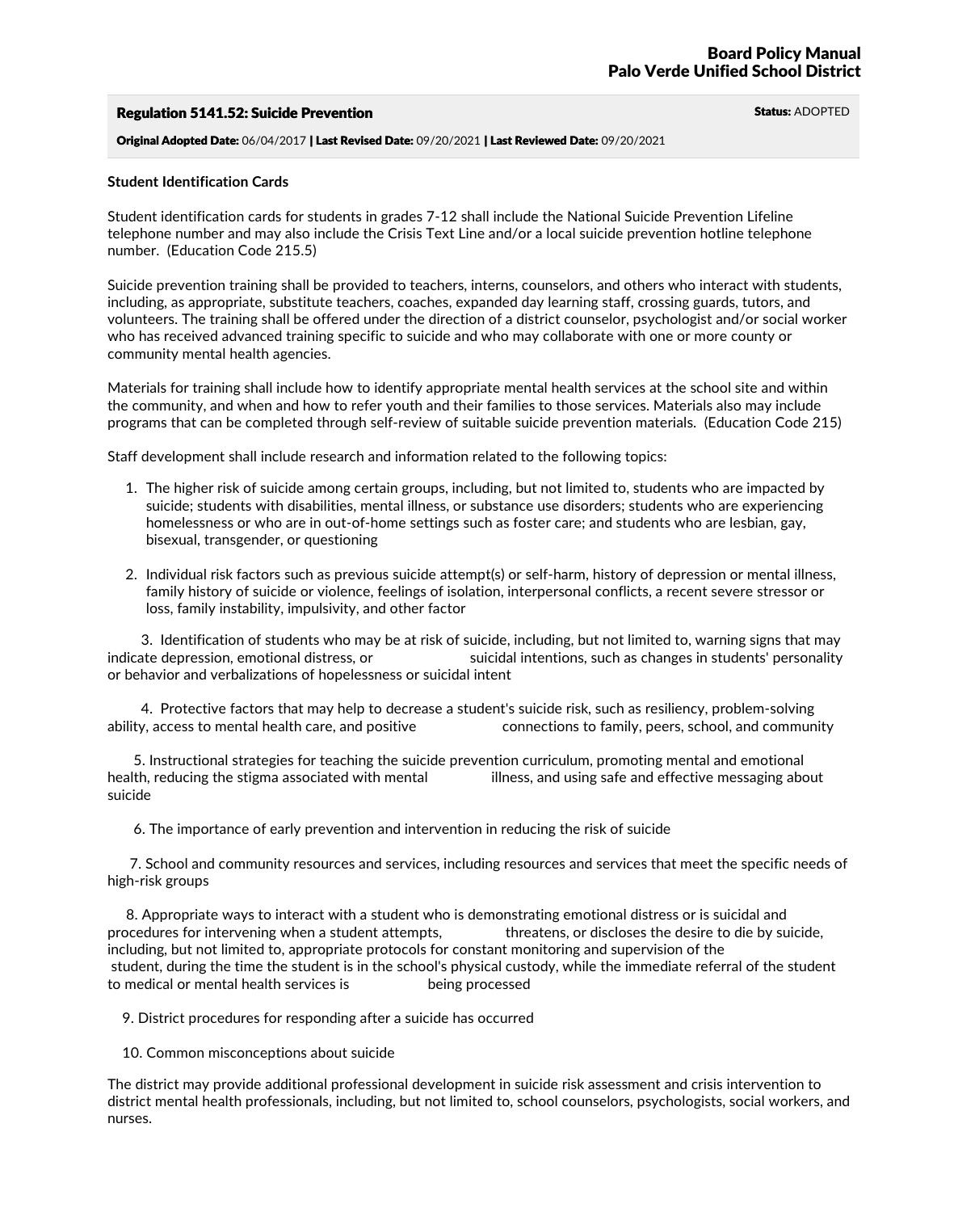**Board Policy Manual**
**Palo Verde Unified School District**

## Regulation 5141.52: Suicide Prevention

**Status:** ADOPTED

**Original Adopted Date:** 06/04/2017 | **Last Revised Date:** 09/20/2021 | **Last Reviewed Date:** 09/20/2021

**Student Identification Cards**

Student identification cards for students in grades 7-12 shall include the National Suicide Prevention Lifeline telephone number and may also include the Crisis Text Line and/or a local suicide prevention hotline telephone number. (Education Code 215.5)

Suicide prevention training shall be provided to teachers, interns, counselors, and others who interact with students, including, as appropriate, substitute teachers, coaches, expanded day learning staff, crossing guards, tutors, and volunteers. The training shall be offered under the direction of a district counselor, psychologist and/or social worker who has received advanced training specific to suicide and who may collaborate with one or more county or community mental health agencies.

Materials for training shall include how to identify appropriate mental health services at the school site and within the community, and when and how to refer youth and their families to those services. Materials also may include programs that can be completed through self-review of suitable suicide prevention materials. (Education Code 215)

Staff development shall include research and information related to the following topics:

1. The higher risk of suicide among certain groups, including, but not limited to, students who are impacted by suicide; students with disabilities, mental illness, or substance use disorders; students who are experiencing homelessness or who are in out-of-home settings such as foster care; and students who are lesbian, gay, bisexual, transgender, or questioning

2. Individual risk factors such as previous suicide attempt(s) or self-harm, history of depression or mental illness, family history of suicide or violence, feelings of isolation, interpersonal conflicts, a recent severe stressor or loss, family instability, impulsivity, and other factor

3. Identification of students who may be at risk of suicide, including, but not limited to, warning signs that may indicate depression, emotional distress, or suicidal intentions, such as changes in students' personality or behavior and verbalizations of hopelessness or suicidal intent

4. Protective factors that may help to decrease a student's suicide risk, such as resiliency, problem-solving ability, access to mental health care, and positive connections to family, peers, school, and community

5. Instructional strategies for teaching the suicide prevention curriculum, promoting mental and emotional health, reducing the stigma associated with mental illness, and using safe and effective messaging about suicide

6. The importance of early prevention and intervention in reducing the risk of suicide

7. School and community resources and services, including resources and services that meet the specific needs of high-risk groups

8. Appropriate ways to interact with a student who is demonstrating emotional distress or is suicidal and procedures for intervening when a student attempts, threatens, or discloses the desire to die by suicide, including, but not limited to, appropriate protocols for constant monitoring and supervision of the student, during the time the student is in the school's physical custody, while the immediate referral of the student to medical or mental health services is being processed

9. District procedures for responding after a suicide has occurred

10. Common misconceptions about suicide

The district may provide additional professional development in suicide risk assessment and crisis intervention to district mental health professionals, including, but not limited to, school counselors, psychologists, social workers, and nurses.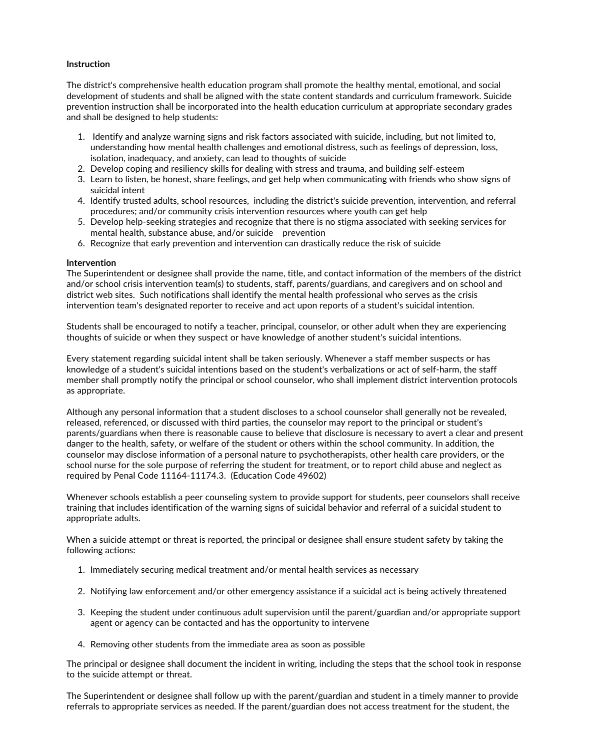**Instruction**

The district's comprehensive health education program shall promote the healthy mental, emotional, and social development of students and shall be aligned with the state content standards and curriculum framework. Suicide prevention instruction shall be incorporated into the health education curriculum at appropriate secondary grades and shall be designed to help students:

1. Identify and analyze warning signs and risk factors associated with suicide, including, but not limited to, understanding how mental health challenges and emotional distress, such as feelings of depression, loss, isolation, inadequacy, and anxiety, can lead to thoughts of suicide
2. Develop coping and resiliency skills for dealing with stress and trauma, and building self-esteem
3. Learn to listen, be honest, share feelings, and get help when communicating with friends who show signs of suicidal intent
4. Identify trusted adults, school resources, including the district's suicide prevention, intervention, and referral procedures; and/or community crisis intervention resources where youth can get help
5. Develop help-seeking strategies and recognize that there is no stigma associated with seeking services for mental health, substance abuse, and/or suicide prevention
6. Recognize that early prevention and intervention can drastically reduce the risk of suicide

**Intervention**

The Superintendent or designee shall provide the name, title, and contact information of the members of the district and/or school crisis intervention team(s) to students, staff, parents/guardians, and caregivers and on school and district web sites. Such notifications shall identify the mental health professional who serves as the crisis intervention team's designated reporter to receive and act upon reports of a student's suicidal intention.

Students shall be encouraged to notify a teacher, principal, counselor, or other adult when they are experiencing thoughts of suicide or when they suspect or have knowledge of another student's suicidal intentions.

Every statement regarding suicidal intent shall be taken seriously. Whenever a staff member suspects or has knowledge of a student's suicidal intentions based on the student's verbalizations or act of self-harm, the staff member shall promptly notify the principal or school counselor, who shall implement district intervention protocols as appropriate.

Although any personal information that a student discloses to a school counselor shall generally not be revealed, released, referenced, or discussed with third parties, the counselor may report to the principal or student's parents/guardians when there is reasonable cause to believe that disclosure is necessary to avert a clear and present danger to the health, safety, or welfare of the student or others within the school community. In addition, the counselor may disclose information of a personal nature to psychotherapists, other health care providers, or the school nurse for the sole purpose of referring the student for treatment, or to report child abuse and neglect as required by Penal Code 11164-11174.3. (Education Code 49602)

Whenever schools establish a peer counseling system to provide support for students, peer counselors shall receive training that includes identification of the warning signs of suicidal behavior and referral of a suicidal student to appropriate adults.

When a suicide attempt or threat is reported, the principal or designee shall ensure student safety by taking the following actions:

1. Immediately securing medical treatment and/or mental health services as necessary
2. Notifying law enforcement and/or other emergency assistance if a suicidal act is being actively threatened
3. Keeping the student under continuous adult supervision until the parent/guardian and/or appropriate support agent or agency can be contacted and has the opportunity to intervene
4. Removing other students from the immediate area as soon as possible

The principal or designee shall document the incident in writing, including the steps that the school took in response to the suicide attempt or threat.

The Superintendent or designee shall follow up with the parent/guardian and student in a timely manner to provide referrals to appropriate services as needed. If the parent/guardian does not access treatment for the student, the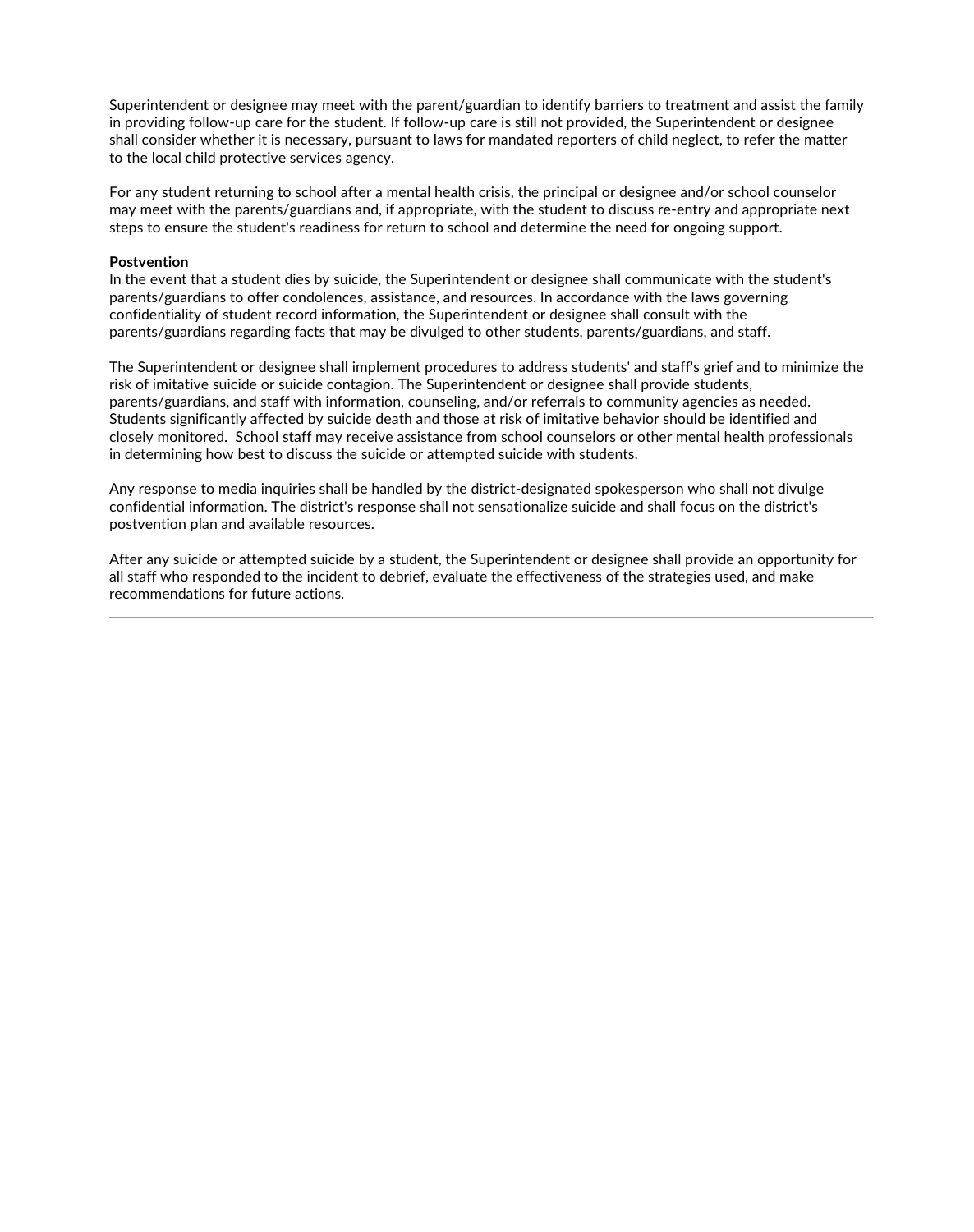Superintendent or designee may meet with the parent/guardian to identify barriers to treatment and assist the family in providing follow-up care for the student. If follow-up care is still not provided, the Superintendent or designee shall consider whether it is necessary, pursuant to laws for mandated reporters of child neglect, to refer the matter to the local child protective services agency.

For any student returning to school after a mental health crisis, the principal or designee and/or school counselor may meet with the parents/guardians and, if appropriate, with the student to discuss re-entry and appropriate next steps to ensure the student's readiness for return to school and determine the need for ongoing support.

**Postvention**

In the event that a student dies by suicide, the Superintendent or designee shall communicate with the student's parents/guardians to offer condolences, assistance, and resources. In accordance with the laws governing confidentiality of student record information, the Superintendent or designee shall consult with the parents/guardians regarding facts that may be divulged to other students, parents/guardians, and staff.

The Superintendent or designee shall implement procedures to address students' and staff's grief and to minimize the risk of imitative suicide or suicide contagion. The Superintendent or designee shall provide students, parents/guardians, and staff with information, counseling, and/or referrals to community agencies as needed. Students significantly affected by suicide death and those at risk of imitative behavior should be identified and closely monitored. School staff may receive assistance from school counselors or other mental health professionals in determining how best to discuss the suicide or attempted suicide with students.

Any response to media inquiries shall be handled by the district-designated spokesperson who shall not divulge confidential information. The district's response shall not sensationalize suicide and shall focus on the district's postvention plan and available resources.

After any suicide or attempted suicide by a student, the Superintendent or designee shall provide an opportunity for all staff who responded to the incident to debrief, evaluate the effectiveness of the strategies used, and make recommendations for future actions.